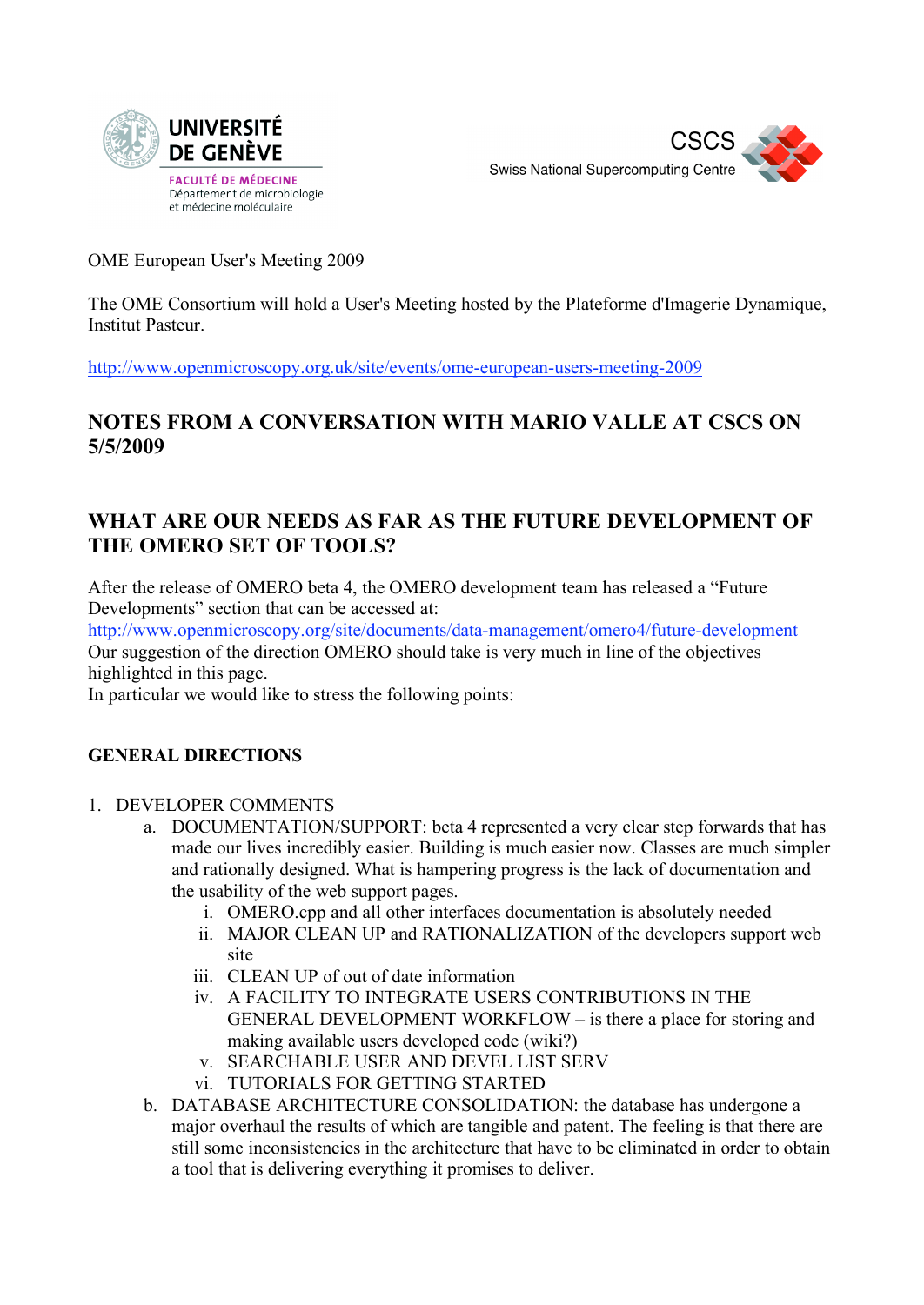UNIVERSITÉ DE GENÈVE
FACULTÉ DE MÉDECINE
Département de microbiologie et médecine moléculaire

CSCS
Swiss National Supercomputing Centre

OME European User's Meeting 2009

The OME Consortium will hold a User's Meeting hosted by the Plateforme d'Imagerie Dynamique, Institut Pasteur.

http://www.openmicroscopy.org.uk/site/events/ome-european-users-meeting-2009

## NOTES FROM A CONVERSATION WITH MARIO VALLE AT CSCS ON 5/5/2009

## WHAT ARE OUR NEEDS AS FAR AS THE FUTURE DEVELOPMENT OF THE OMERO SET OF TOOLS?

After the release of OMERO beta 4, the OMERO development team has released a "Future Developments" section that can be accessed at:
http://www.openmicroscopy.org/site/documents/data-management/omero4/future-development
Our suggestion of the direction OMERO should take is very much in line of the objectives highlighted in this page.
In particular we would like to stress the following points:

### GENERAL DIRECTIONS

1. DEVELOPER COMMENTS
   a. DOCUMENTATION/SUPPORT: beta 4 represented a very clear step forwards that has made our lives incredibly easier. Building is much easier now. Classes are much simpler and rationally designed. What is hampering progress is the lack of documentation and the usability of the web support pages.
      i. OMERO.cpp and all other interfaces documentation is absolutely needed
      ii. MAJOR CLEAN UP and RATIONALIZATION of the developers support web site
      iii. CLEAN UP of out of date information
      iv. A FACILITY TO INTEGRATE USERS CONTRIBUTIONS IN THE GENERAL DEVELOPMENT WORKFLOW – is there a place for storing and making available users developed code (wiki?)
      v. SEARCHABLE USER AND DEVEL LIST SERV
      vi. TUTORIALS FOR GETTING STARTED
   b. DATABASE ARCHITECTURE CONSOLIDATION: the database has undergone a major overhaul the results of which are tangible and patent. The feeling is that there are still some inconsistencies in the architecture that have to be eliminated in order to obtain a tool that is delivering everything it promises to deliver.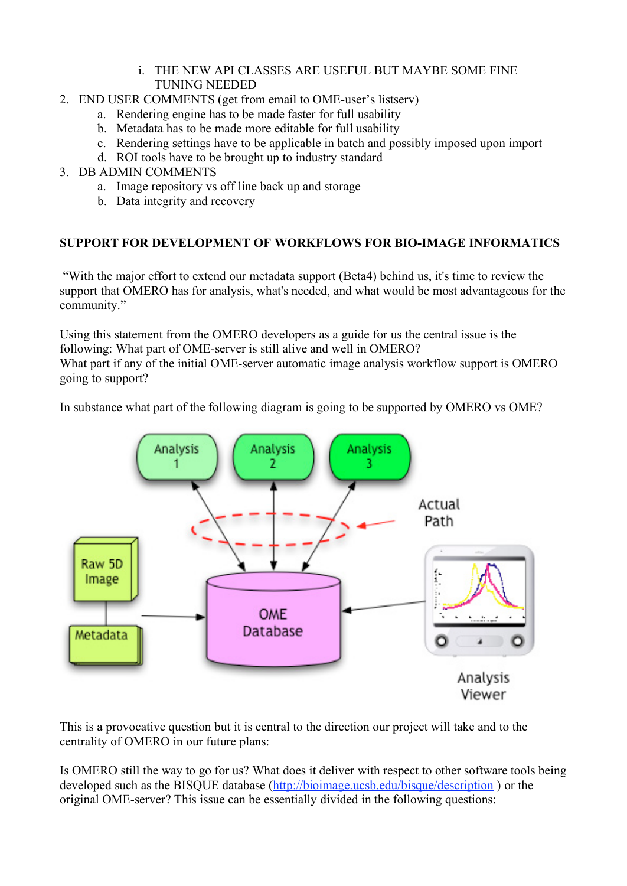i. THE NEW API CLASSES ARE USEFUL BUT MAYBE SOME FINE TUNING NEEDED

2. END USER COMMENTS (get from email to OME-user's listserv)
    a. Rendering engine has to be made faster for full usability
    b. Metadata has to be made more editable for full usability
    c. Rendering settings have to be applicable in batch and possibly imposed upon import
    d. ROI tools have to be brought up to industry standard
3. DB ADMIN COMMENTS
    a. Image repository vs off line back up and storage
    b. Data integrity and recovery

**SUPPORT FOR DEVELOPMENT OF WORKFLOWS FOR BIO-IMAGE INFORMATICS**

"With the major effort to extend our metadata support (Beta4) behind us, it's time to review the support that OMERO has for analysis, what's needed, and what would be most advantageous for the community."

Using this statement from the OMERO developers as a guide for us the central issue is the following: What part of OME-server is still alive and well in OMERO?
What part if any of the initial OME-server automatic image analysis workflow support is OMERO going to support?

In substance what part of the following diagram is going to be supported by OMERO vs OME?

This is a provocative question but it is central to the direction our project will take and to the centrality of OMERO in our future plans:

Is OMERO still the way to go for us? What does it deliver with respect to other software tools being developed such as the BISQUE database (http://bioimage.ucsb.edu/bisque/description ) or the original OME-server? This issue can be essentially divided in the following questions: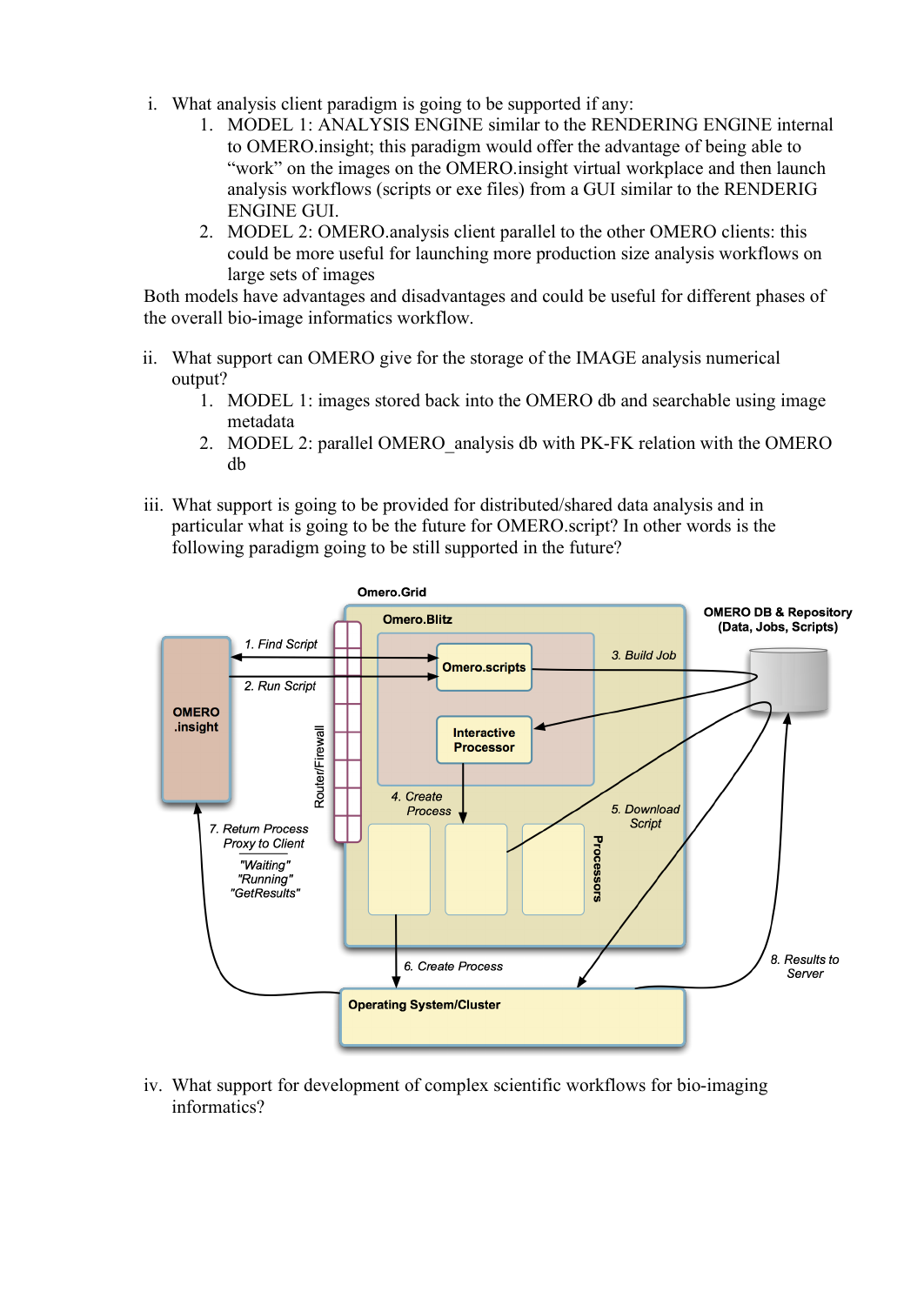i. What analysis client paradigm is going to be supported if any:
   1. MODEL 1: ANALYSIS ENGINE similar to the RENDERING ENGINE internal to OMERO.insight; this paradigm would offer the advantage of being able to "work" on the images on the OMERO.insight virtual workplace and then launch analysis workflows (scripts or exe files) from a GUI similar to the RENDERIG ENGINE GUI.
   2. MODEL 2: OMERO.analysis client parallel to the other OMERO clients: this could be more useful for launching more production size analysis workflows on large sets of images

Both models have advantages and disadvantages and could be useful for different phases of the overall bio-image informatics workflow.

ii. What support can OMERO give for the storage of the IMAGE analysis numerical output?
   1. MODEL 1: images stored back into the OMERO db and searchable using image metadata
   2. MODEL 2: parallel OMERO_analysis db with PK-FK relation with the OMERO db

iii. What support is going to be provided for distributed/shared data analysis and in particular what is going to be the future for OMERO.script? In other words is the following paradigm going to be still supported in the future?

Omero.Grid

Omero.Blitz

OMERO DB & Repository
(Data, Jobs, Scripts)

OMERO
.insight

1. Find Script

2. Run Script

Omero.scripts

3. Build Job

Interactive
Processor

Router/Firewall

4. Create
Process

5. Download
Script

Processors

7. Return Process
Proxy to Client

"Waiting"
"Running"
"GetResults"

6. Create Process

8. Results to
Server

Operating System/Cluster

iv. What support for development of complex scientific workflows for bio-imaging informatics?